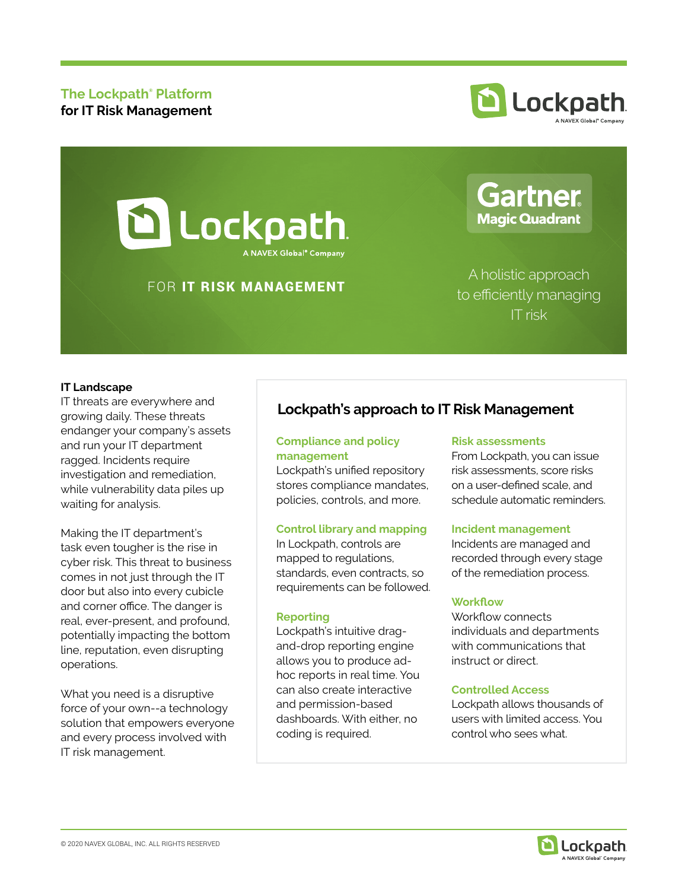# The Lockpath® Platform for IT Risk Management

Lockpath
A NAVEX Global® Company

FOR **IT RISK MANAGEMENT**

Gartner Magic Quadrant

A holistic approach to efficiently managing IT risk

**IT Landscape**

IT threats are everywhere and growing daily. These threats endanger your company's assets and run your IT department ragged. Incidents require investigation and remediation, while vulnerability data piles up waiting for analysis.

Making the IT department's task even tougher is the rise in cyber risk. This threat to business comes in not just through the IT door but also into every cubicle and corner office. The danger is real, ever-present, and profound, potentially impacting the bottom line, reputation, even disrupting operations.

What you need is a disruptive force of your own--a technology solution that empowers everyone and every process involved with IT risk management.

## Lockpath's approach to IT Risk Management

### Compliance and policy management

Lockpath's unified repository stores compliance mandates, policies, controls, and more.

### Control library and mapping

In Lockpath, controls are mapped to regulations, standards, even contracts, so requirements can be followed.

### Reporting

Lockpath's intuitive drag-and-drop reporting engine allows you to produce ad-hoc reports in real time. You can also create interactive and permission-based dashboards. With either, no coding is required.

### Risk assessments

From Lockpath, you can issue risk assessments, score risks on a user-defined scale, and schedule automatic reminders.

### Incident management

Incidents are managed and recorded through every stage of the remediation process.

### Workflow

Workflow connects individuals and departments with communications that instruct or direct.

### Controlled Access

Lockpath allows thousands of users with limited access. You control who sees what.

© 2020 NAVEX GLOBAL, INC. ALL RIGHTS RESERVED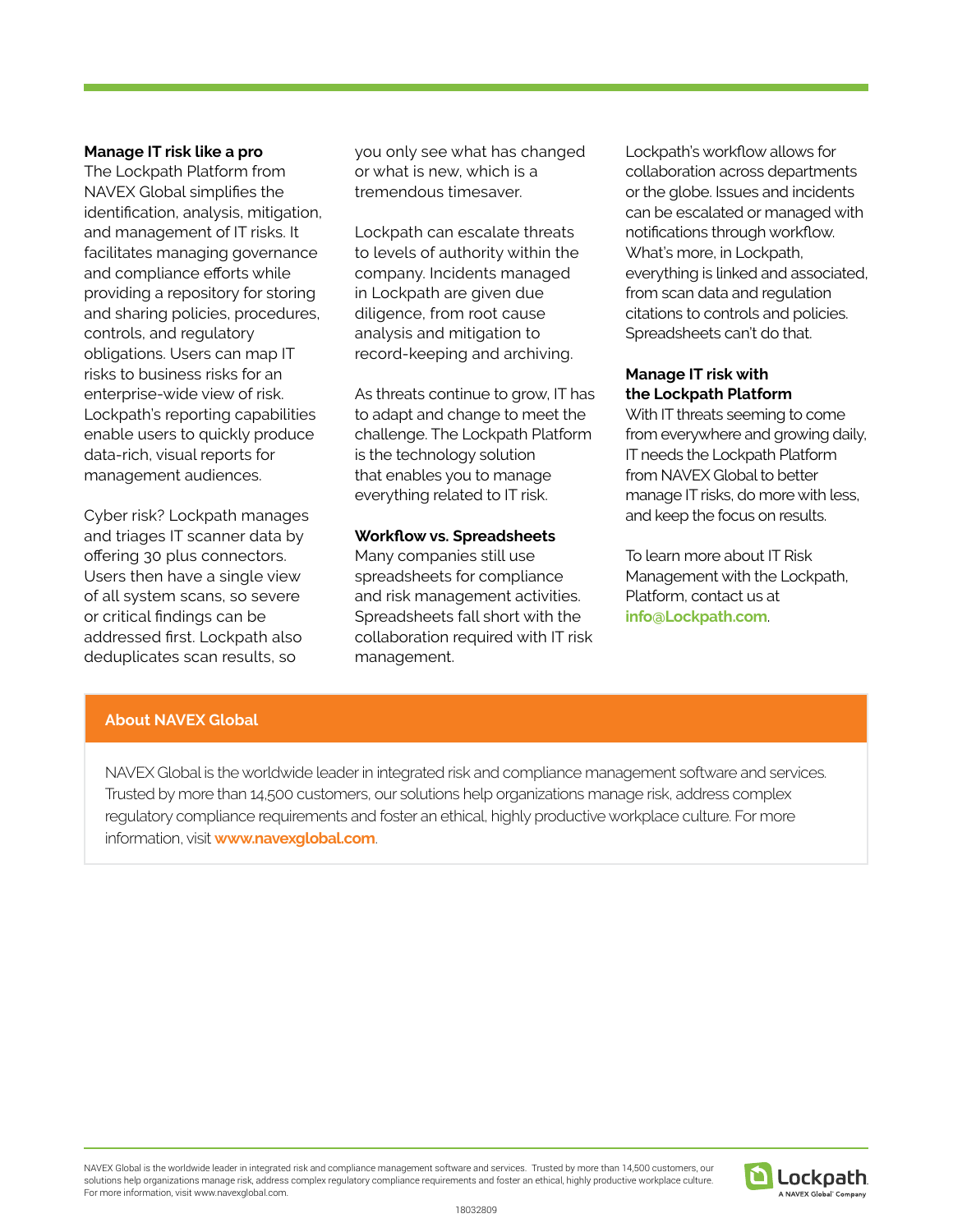## Manage IT risk like a pro

The Lockpath Platform from NAVEX Global simplifies the identification, analysis, mitigation, and management of IT risks. It facilitates managing governance and compliance efforts while providing a repository for storing and sharing policies, procedures, controls, and regulatory obligations. Users can map IT risks to business risks for an enterprise-wide view of risk. Lockpath's reporting capabilities enable users to quickly produce data-rich, visual reports for management audiences.

Cyber risk? Lockpath manages and triages IT scanner data by offering 30 plus connectors. Users then have a single view of all system scans, so severe or critical findings can be addressed first. Lockpath also deduplicates scan results, so you only see what has changed or what is new, which is a tremendous timesaver.

Lockpath can escalate threats to levels of authority within the company. Incidents managed in Lockpath are given due diligence, from root cause analysis and mitigation to record-keeping and archiving.

As threats continue to grow, IT has to adapt and change to meet the challenge. The Lockpath Platform is the technology solution that enables you to manage everything related to IT risk.

## Workflow vs. Spreadsheets

Many companies still use spreadsheets for compliance and risk management activities. Spreadsheets fall short with the collaboration required with IT risk management.

Lockpath's workflow allows for collaboration across departments or the globe. Issues and incidents can be escalated or managed with notifications through workflow. What's more, in Lockpath, everything is linked and associated, from scan data and regulation citations to controls and policies. Spreadsheets can't do that.

## Manage IT risk with the Lockpath Platform

With IT threats seeming to come from everywhere and growing daily, IT needs the Lockpath Platform from NAVEX Global to better manage IT risks, do more with less, and keep the focus on results.

To learn more about IT Risk Management with the Lockpath, Platform, contact us at **info@Lockpath.com**.

## About NAVEX Global

NAVEX Global is the worldwide leader in integrated risk and compliance management software and services. Trusted by more than 14,500 customers, our solutions help organizations manage risk, address complex regulatory compliance requirements and foster an ethical, highly productive workplace culture. For more information, visit **www.navexglobal.com**.

NAVEX Global is the worldwide leader in integrated risk and compliance management software and services. Trusted by more than 14,500 customers, our solutions help organizations manage risk, address complex regulatory compliance requirements and foster an ethical, highly productive workplace culture. For more information, visit www.navexglobal.com.

Lockpath
A NAVEX Global® Company

18032809